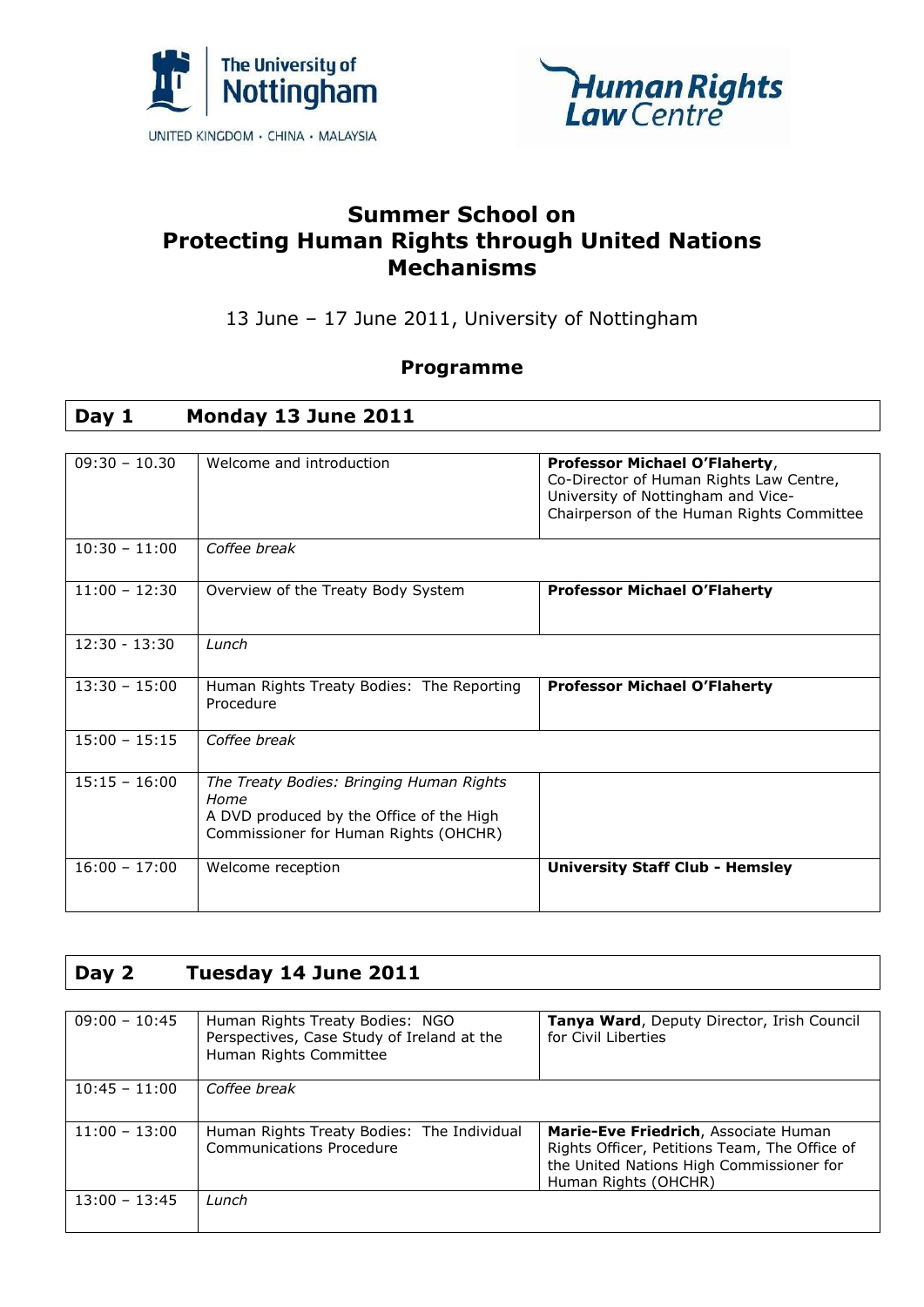The University of Nottingham

UNITED KINGDOM · CHINA · MALAYSIA

Human Rights Law Centre

# Summer School on Protecting Human Rights through United Nations Mechanisms

13 June – 17 June 2011, University of Nottingham

## Programme

## Day 1 Monday 13 June 2011

| | | |
|---|---|---|
| 09:30 – 10.30 | Welcome and introduction | **Professor Michael O'Flaherty**, Co-Director of Human Rights Law Centre, University of Nottingham and Vice-Chairperson of the Human Rights Committee |
| 10:30 – 11:00 | *Coffee break* | |
| 11:00 – 12:30 | Overview of the Treaty Body System | **Professor Michael O'Flaherty** |
| 12:30 - 13:30 | *Lunch* | |
| 13:30 – 15:00 | Human Rights Treaty Bodies: The Reporting Procedure | **Professor Michael O'Flaherty** |
| 15:00 – 15:15 | *Coffee break* | |
| 15:15 – 16:00 | *The Treaty Bodies: Bringing Human Rights Home* A DVD produced by the Office of the High Commissioner for Human Rights (OHCHR) | |
| 16:00 – 17:00 | Welcome reception | **University Staff Club - Hemsley** |

## Day 2 Tuesday 14 June 2011

| | | |
|---|---|---|
| 09:00 – 10:45 | Human Rights Treaty Bodies: NGO Perspectives, Case Study of Ireland at the Human Rights Committee | **Tanya Ward**, Deputy Director, Irish Council for Civil Liberties |
| 10:45 – 11:00 | *Coffee break* | |
| 11:00 – 13:00 | Human Rights Treaty Bodies: The Individual Communications Procedure | **Marie-Eve Friedrich**, Associate Human Rights Officer, Petitions Team, The Office of the United Nations High Commissioner for Human Rights (OHCHR) |
| 13:00 – 13:45 | *Lunch* | |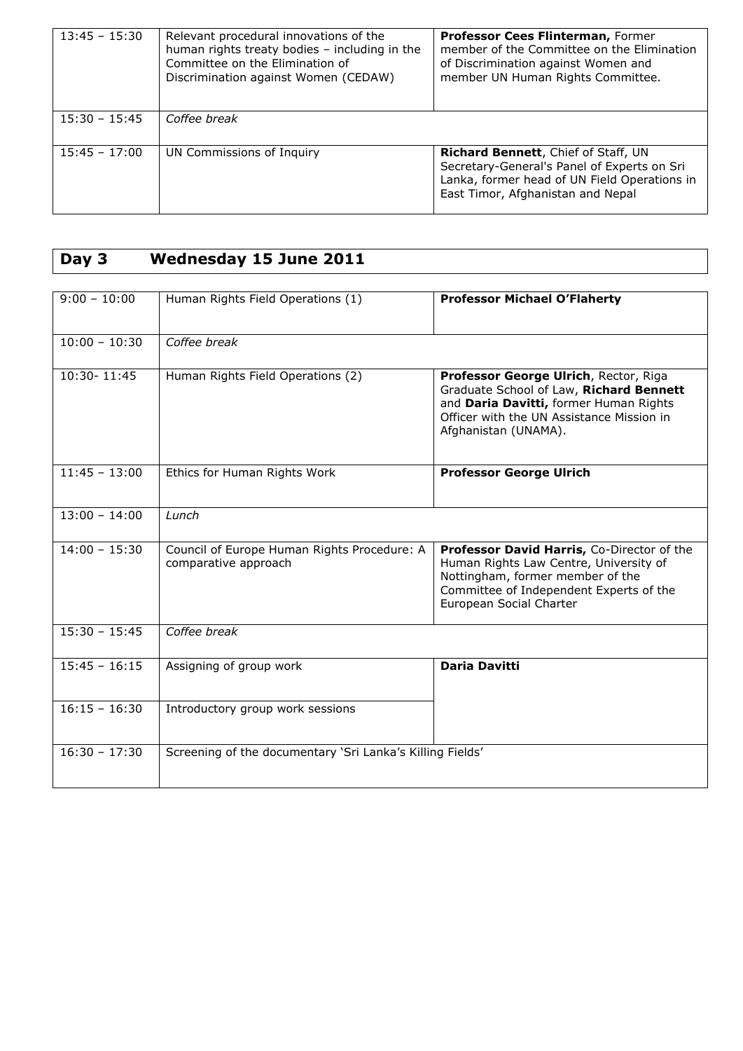| | | |
|---|---|---|
| 13:45 – 15:30 | Relevant procedural innovations of the human rights treaty bodies – including in the Committee on the Elimination of Discrimination against Women (CEDAW) | **Professor Cees Flinterman,** Former member of the Committee on the Elimination of Discrimination against Women and member UN Human Rights Committee. |
| 15:30 – 15:45 | *Coffee break* | |
| 15:45 – 17:00 | UN Commissions of Inquiry | **Richard Bennett**, Chief of Staff, UN Secretary-General's Panel of Experts on Sri Lanka, former head of UN Field Operations in East Timor, Afghanistan and Nepal |

## Day 3 Wednesday 15 June 2011

| | | |
|---|---|---|
| 9:00 – 10:00 | Human Rights Field Operations (1) | **Professor Michael O'Flaherty** |
| 10:00 – 10:30 | *Coffee break* | |
| 10:30- 11:45 | Human Rights Field Operations (2) | **Professor George Ulrich**, Rector, Riga Graduate School of Law, **Richard Bennett** and **Daria Davitti,** former Human Rights Officer with the UN Assistance Mission in Afghanistan (UNAMA). |
| 11:45 – 13:00 | Ethics for Human Rights Work | **Professor George Ulrich** |
| 13:00 – 14:00 | *Lunch* | |
| 14:00 – 15:30 | Council of Europe Human Rights Procedure: A comparative approach | **Professor David Harris,** Co-Director of the Human Rights Law Centre, University of Nottingham, former member of the Committee of Independent Experts of the European Social Charter |
| 15:30 – 15:45 | *Coffee break* | |
| 15:45 – 16:15 | Assigning of group work | **Daria Davitti** |
| 16:15 – 16:30 | Introductory group work sessions | |
| 16:30 – 17:30 | Screening of the documentary 'Sri Lanka's Killing Fields' | |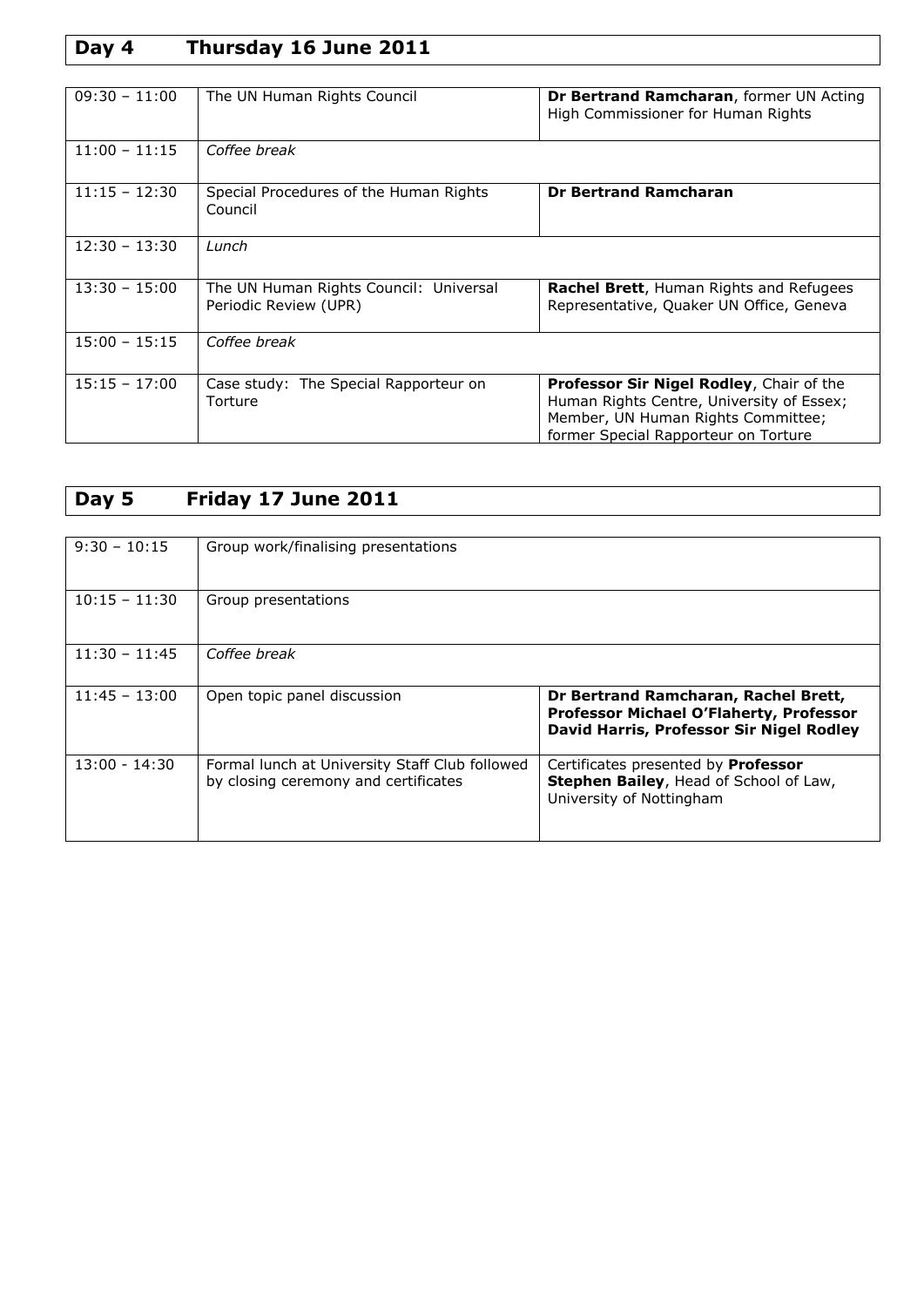## Day 4 Thursday 16 June 2011

| | | |
|---|---|---|
| 09:30 – 11:00 | The UN Human Rights Council | **Dr Bertrand Ramcharan**, former UN Acting High Commissioner for Human Rights |
| 11:00 – 11:15 | *Coffee break* | |
| 11:15 – 12:30 | Special Procedures of the Human Rights Council | **Dr Bertrand Ramcharan** |
| 12:30 – 13:30 | *Lunch* | |
| 13:30 – 15:00 | The UN Human Rights Council: Universal Periodic Review (UPR) | **Rachel Brett**, Human Rights and Refugees Representative, Quaker UN Office, Geneva |
| 15:00 – 15:15 | *Coffee break* | |
| 15:15 – 17:00 | Case study: The Special Rapporteur on Torture | **Professor Sir Nigel Rodley**, Chair of the Human Rights Centre, University of Essex; Member, UN Human Rights Committee; former Special Rapporteur on Torture |

## Day 5 Friday 17 June 2011

| | | |
|---|---|---|
| 9:30 – 10:15 | Group work/finalising presentations | |
| 10:15 – 11:30 | Group presentations | |
| 11:30 – 11:45 | *Coffee break* | |
| 11:45 – 13:00 | Open topic panel discussion | **Dr Bertrand Ramcharan, Rachel Brett, Professor Michael O'Flaherty, Professor David Harris, Professor Sir Nigel Rodley** |
| 13:00 - 14:30 | Formal lunch at University Staff Club followed by closing ceremony and certificates | Certificates presented by **Professor Stephen Bailey**, Head of School of Law, University of Nottingham |